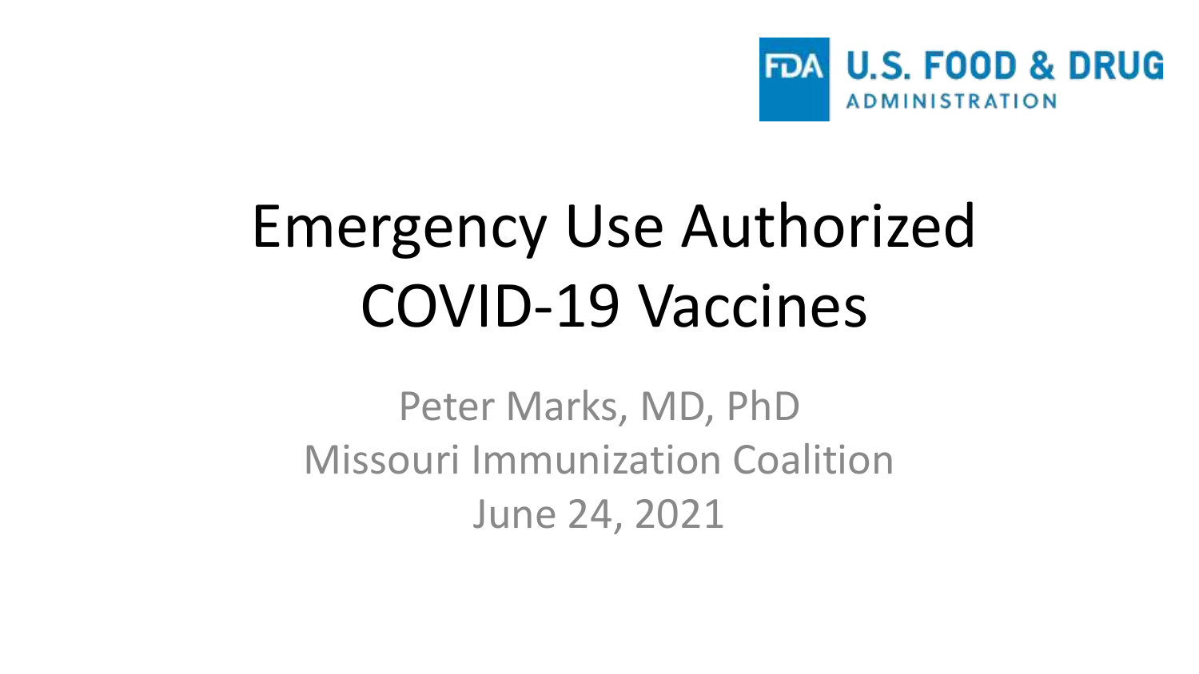FDA U.S. FOOD & DRUG ADMINISTRATION

# Emergency Use Authorized COVID-19 Vaccines

Peter Marks, MD, PhD

Missouri Immunization Coalition

June 24, 2021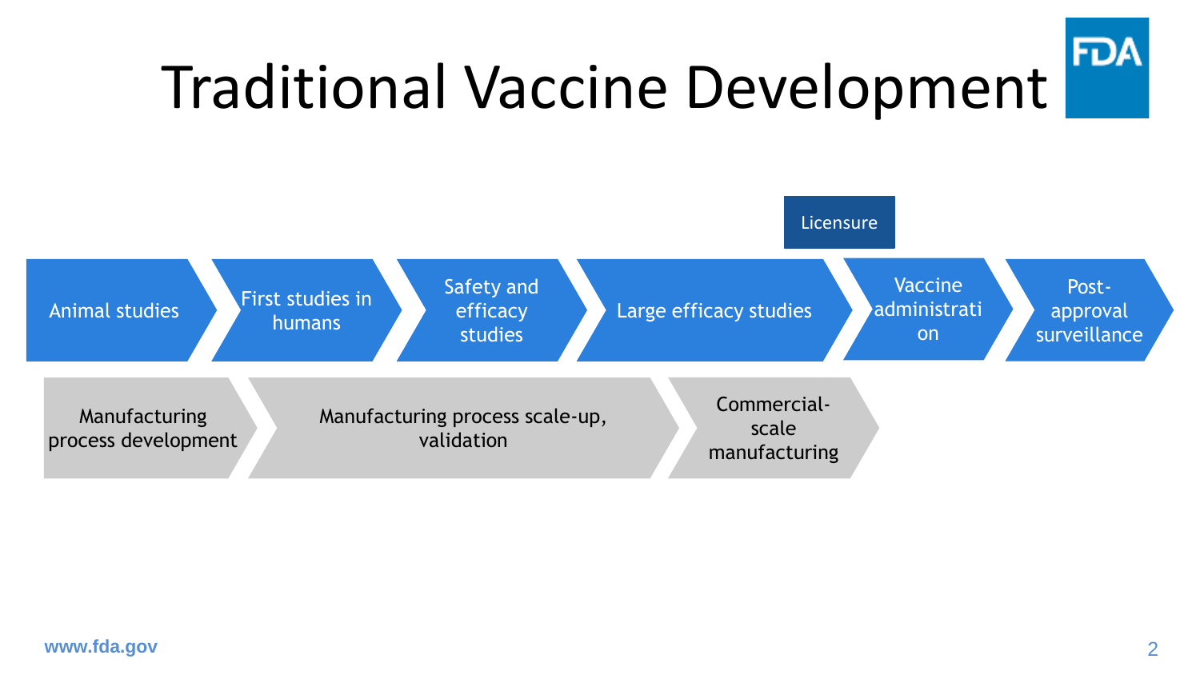# Traditional Vaccine Development

Licensure

- Animal studies
- First studies in humans
- Safety and efficacy studies
- Large efficacy studies
- Vaccine administration
- Post-approval surveillance

- Manufacturing process development
- Manufacturing process scale-up, validation
- Commercial-scale manufacturing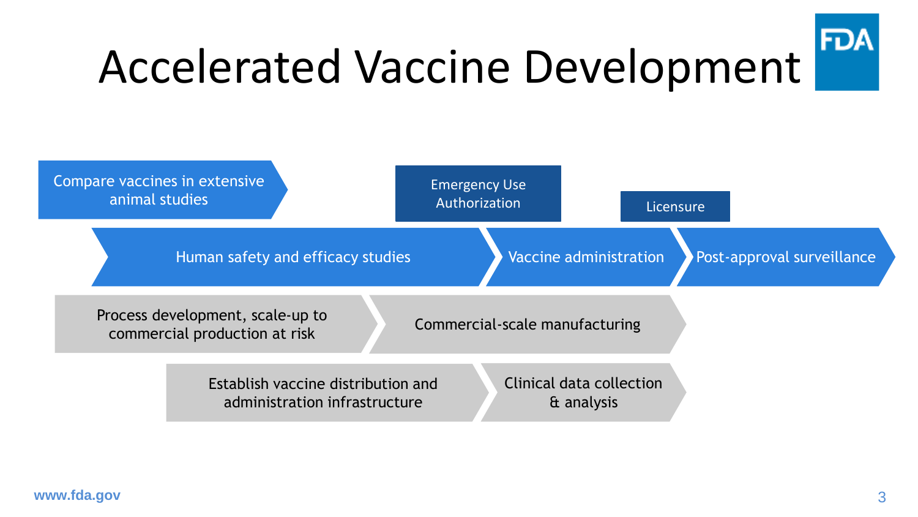# Accelerated Vaccine Development

- Compare vaccines in extensive animal studies
- Emergency Use Authorization
- Licensure
- Human safety and efficacy studies
- Vaccine administration
- Post-approval surveillance
- Process development, scale-up to commercial production at risk
- Commercial-scale manufacturing
- Establish vaccine distribution and administration infrastructure
- Clinical data collection & analysis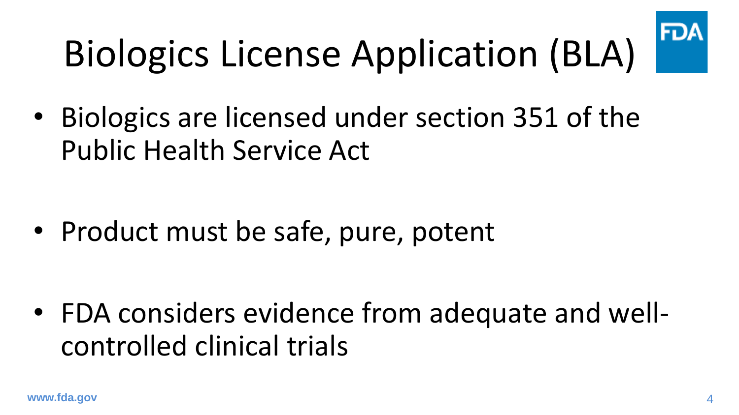# Biologics License Application (BLA)

- Biologics are licensed under section 351 of the Public Health Service Act
- Product must be safe, pure, potent
- FDA considers evidence from adequate and well-controlled clinical trials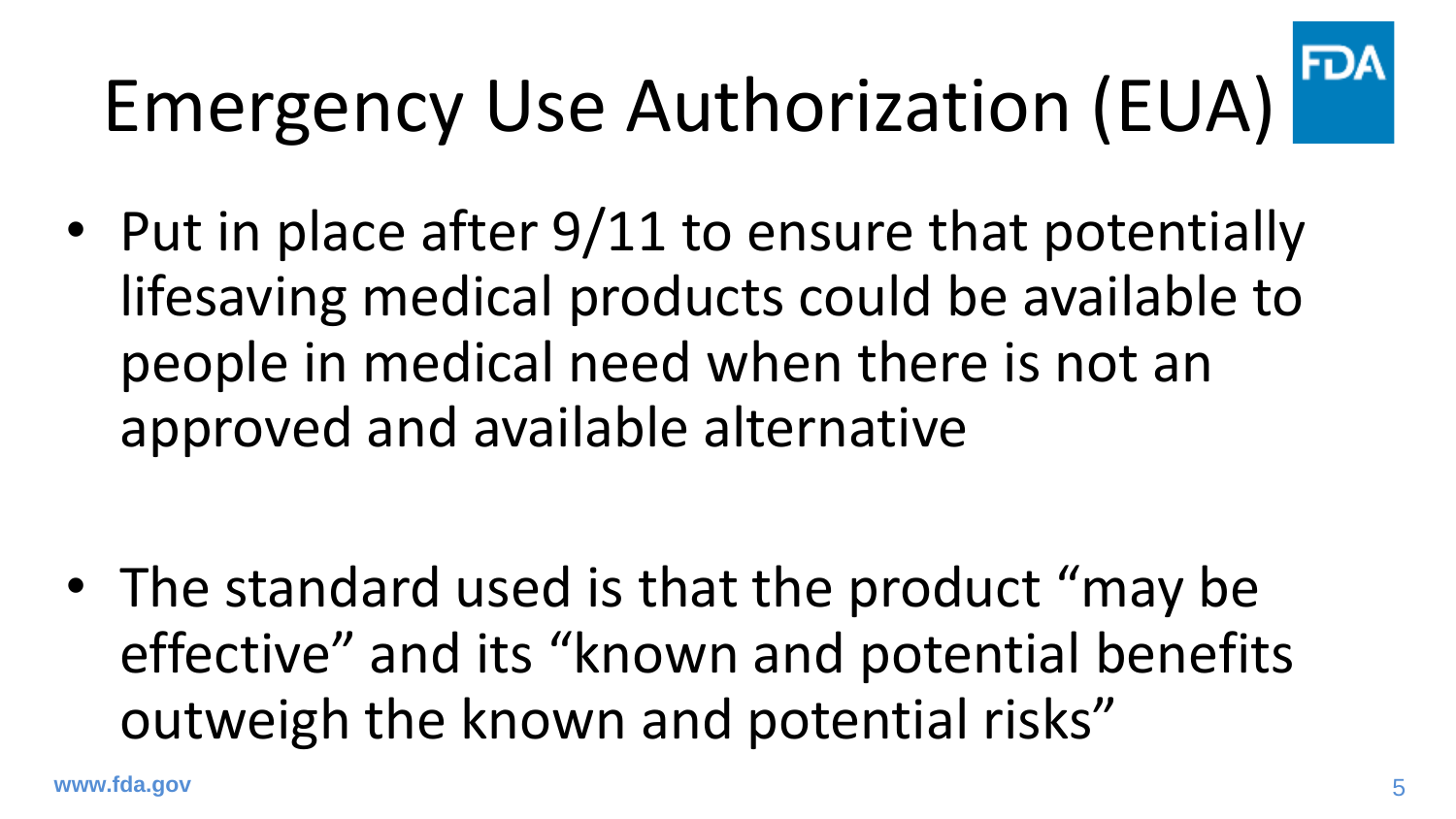# Emergency Use Authorization (EUA)

- Put in place after 9/11 to ensure that potentially lifesaving medical products could be available to people in medical need when there is not an approved and available alternative

- The standard used is that the product “may be effective” and its “known and potential benefits outweigh the known and potential risks”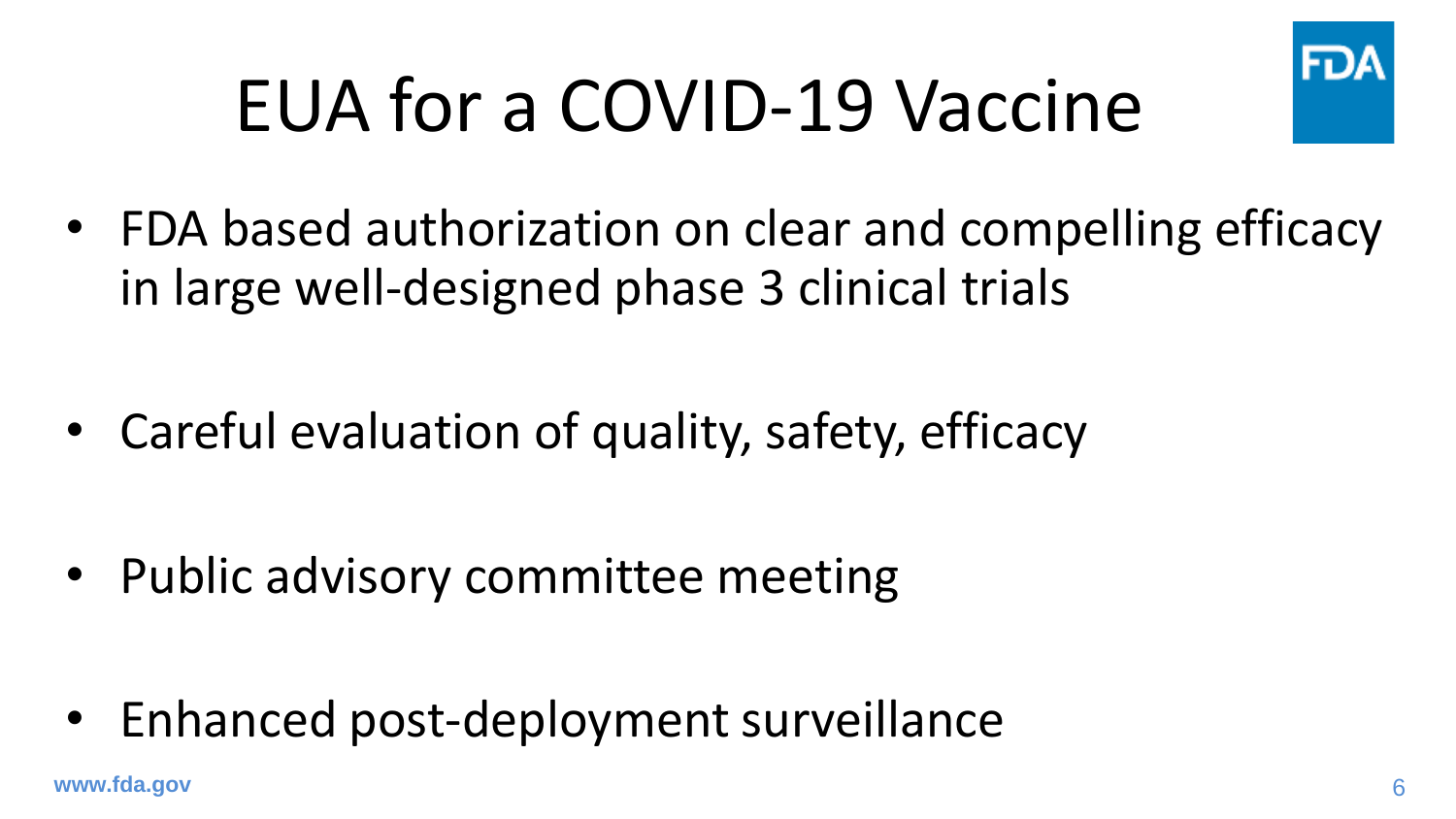# EUA for a COVID-19 Vaccine

- FDA based authorization on clear and compelling efficacy in large well-designed phase 3 clinical trials
- Careful evaluation of quality, safety, efficacy
- Public advisory committee meeting
- Enhanced post-deployment surveillance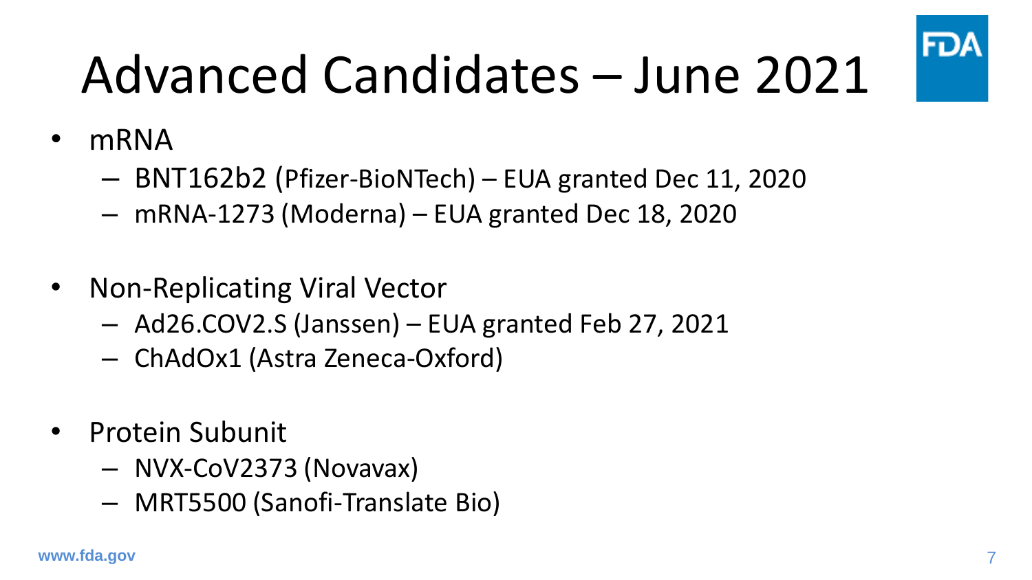# Advanced Candidates – June 2021

- mRNA
  - BNT162b2 (Pfizer-BioNTech) – EUA granted Dec 11, 2020
  - mRNA-1273 (Moderna) – EUA granted Dec 18, 2020

- Non-Replicating Viral Vector
  - Ad26.COV2.S (Janssen) – EUA granted Feb 27, 2021
  - ChAdOx1 (Astra Zeneca-Oxford)

- Protein Subunit
  - NVX-CoV2373 (Novavax)
  - MRT5500 (Sanofi-Translate Bio)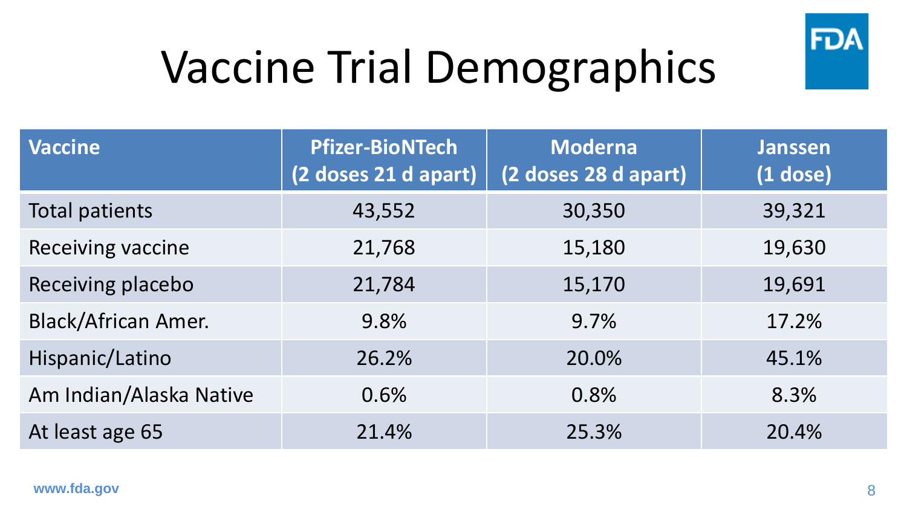# Vaccine Trial Demographics

| Vaccine | Pfizer-BioNTech (2 doses 21 d apart) | Moderna (2 doses 28 d apart) | Janssen (1 dose) |
|---|---|---|---|
| Total patients | 43,552 | 30,350 | 39,321 |
| Receiving vaccine | 21,768 | 15,180 | 19,630 |
| Receiving placebo | 21,784 | 15,170 | 19,691 |
| Black/African Amer. | 9.8% | 9.7% | 17.2% |
| Hispanic/Latino | 26.2% | 20.0% | 45.1% |
| Am Indian/Alaska Native | 0.6% | 0.8% | 8.3% |
| At least age 65 | 21.4% | 25.3% | 20.4% |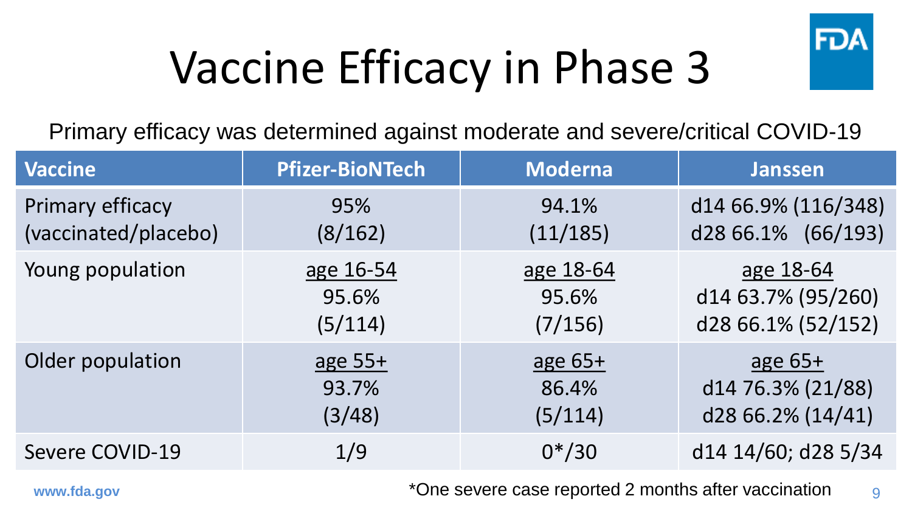# Vaccine Efficacy in Phase 3

Primary efficacy was determined against moderate and severe/critical COVID-19

| Vaccine | Pfizer-BioNTech | Moderna | Janssen |
|---|---|---|---|
| Primary efficacy (vaccinated/placebo) | 95% (8/162) | 94.1% (11/185) | d14 66.9% (116/348)<br>d28 66.1% (66/193) |
| Young population | age 16-54<br>95.6%<br>(5/114) | age 18-64<br>95.6%<br>(7/156) | age 18-64<br>d14 63.7% (95/260)<br>d28 66.1% (52/152) |
| Older population | age 55+<br>93.7%<br>(3/48) | age 65+<br>86.4%<br>(5/114) | age 65+<br>d14 76.3% (21/88)<br>d28 66.2% (14/41) |
| Severe COVID-19 | 1/9 | 0*/30 | d14 14/60; d28 5/34 |

*One severe case reported 2 months after vaccination

www.fda.gov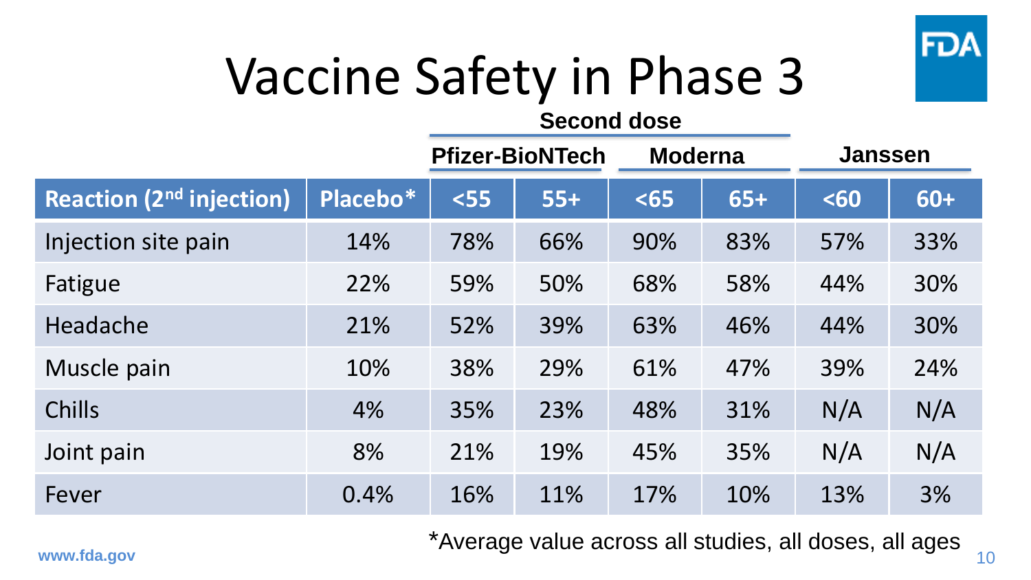# Vaccine Safety in Phase 3

| | | Second dose | | | | | |
|---|---|---|---|---|---|---|---|
| | | Pfizer-BioNTech | | Moderna | | Janssen | |
| Reaction (2nd injection) | Placebo* | <55 | 55+ | <65 | 65+ | <60 | 60+ |
| Injection site pain | 14% | 78% | 66% | 90% | 83% | 57% | 33% |
| Fatigue | 22% | 59% | 50% | 68% | 58% | 44% | 30% |
| Headache | 21% | 52% | 39% | 63% | 46% | 44% | 30% |
| Muscle pain | 10% | 38% | 29% | 61% | 47% | 39% | 24% |
| Chills | 4% | 35% | 23% | 48% | 31% | N/A | N/A |
| Joint pain | 8% | 21% | 19% | 45% | 35% | N/A | N/A |
| Fever | 0.4% | 16% | 11% | 17% | 10% | 13% | 3% |

*Average value across all studies, all doses, all ages

www.fda.gov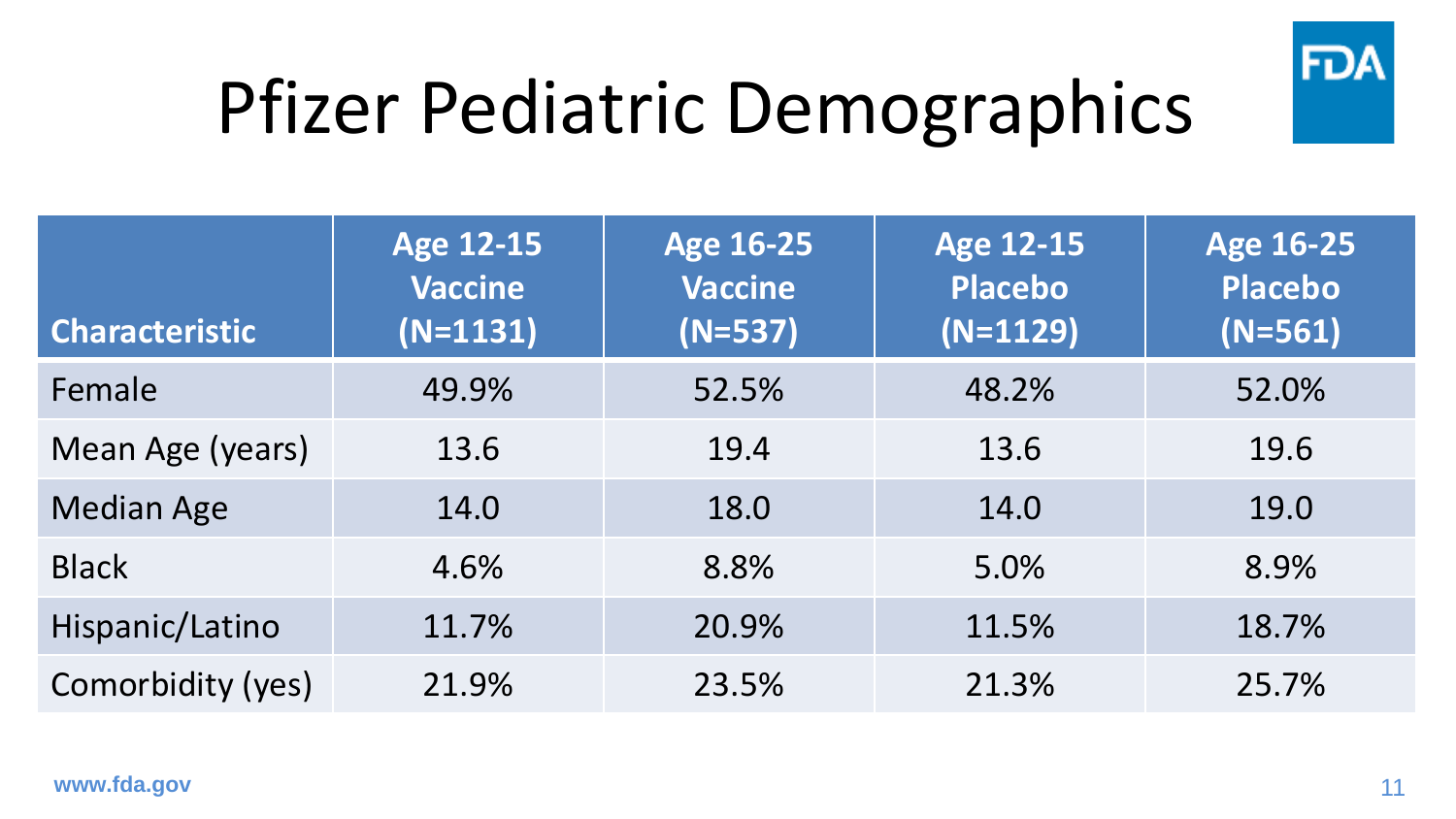# Pfizer Pediatric Demographics

| Characteristic | Age 12-15 Vaccine (N=1131) | Age 16-25 Vaccine (N=537) | Age 12-15 Placebo (N=1129) | Age 16-25 Placebo (N=561) |
|---|---|---|---|---|
| Female | 49.9% | 52.5% | 48.2% | 52.0% |
| Mean Age (years) | 13.6 | 19.4 | 13.6 | 19.6 |
| Median Age | 14.0 | 18.0 | 14.0 | 19.0 |
| Black | 4.6% | 8.8% | 5.0% | 8.9% |
| Hispanic/Latino | 11.7% | 20.9% | 11.5% | 18.7% |
| Comorbidity (yes) | 21.9% | 23.5% | 21.3% | 25.7% |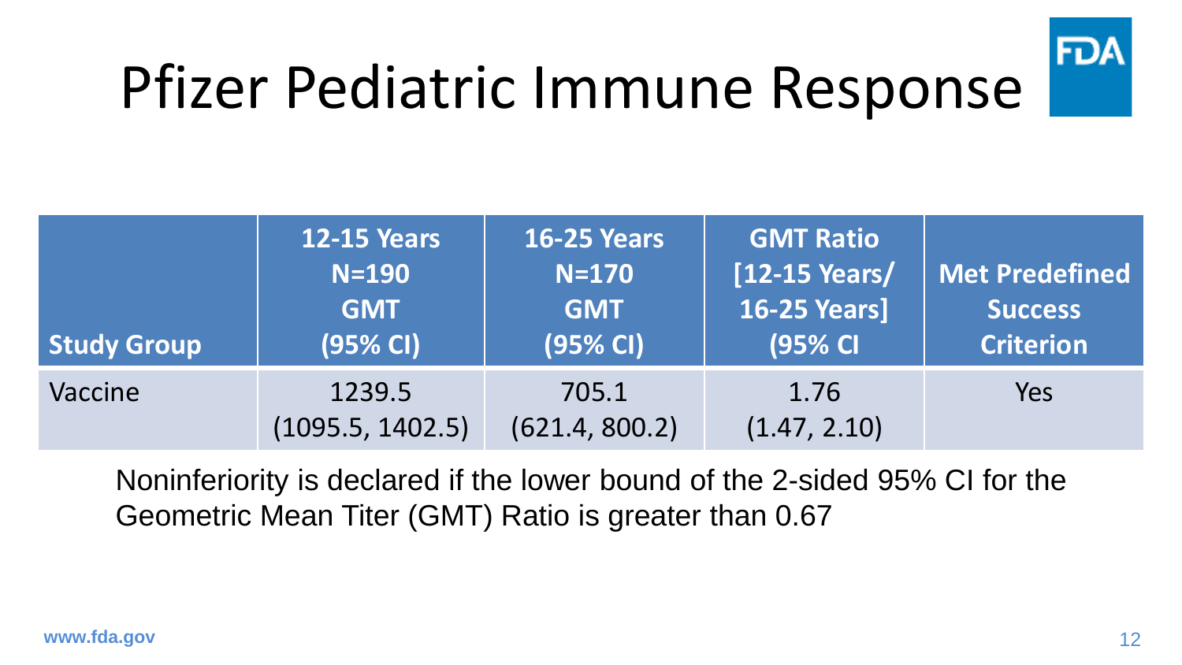# Pfizer Pediatric Immune Response

| Study Group | 12-15 Years N=190 GMT (95% CI) | 16-25 Years N=170 GMT (95% CI) | GMT Ratio [12-15 Years/ 16-25 Years] (95% CI | Met Predefined Success Criterion |
|---|---|---|---|---|
| Vaccine | 1239.5 (1095.5, 1402.5) | 705.1 (621.4, 800.2) | 1.76 (1.47, 2.10) | Yes |

Noninferiority is declared if the lower bound of the 2-sided 95% CI for the Geometric Mean Titer (GMT) Ratio is greater than 0.67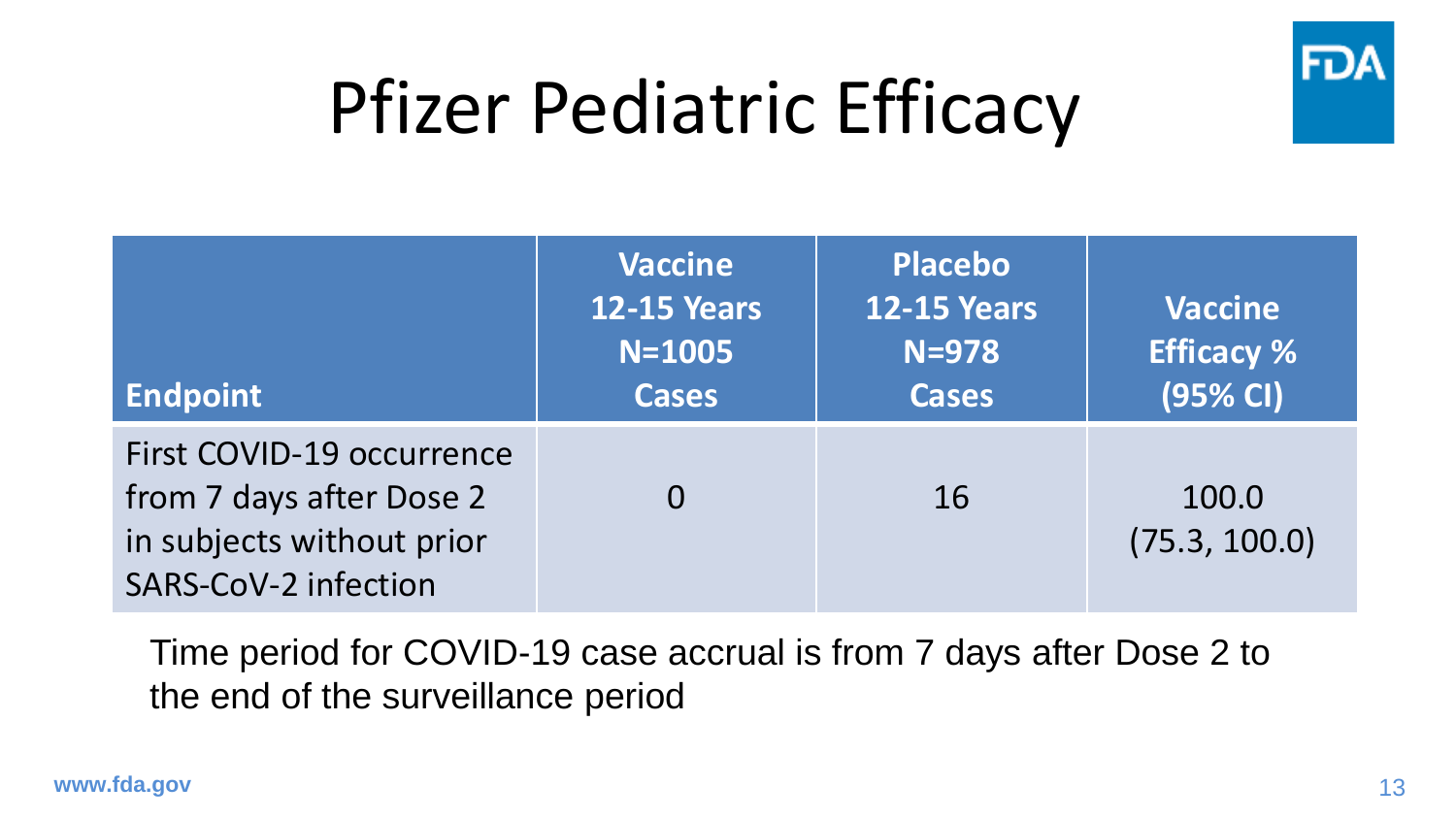# Pfizer Pediatric Efficacy

| Endpoint | Vaccine 12-15 Years N=1005 Cases | Placebo 12-15 Years N=978 Cases | Vaccine Efficacy % (95% CI) |
|---|---|---|---|
| First COVID-19 occurrence from 7 days after Dose 2 in subjects without prior SARS-CoV-2 infection | 0 | 16 | 100.0 (75.3, 100.0) |

Time period for COVID-19 case accrual is from 7 days after Dose 2 to the end of the surveillance period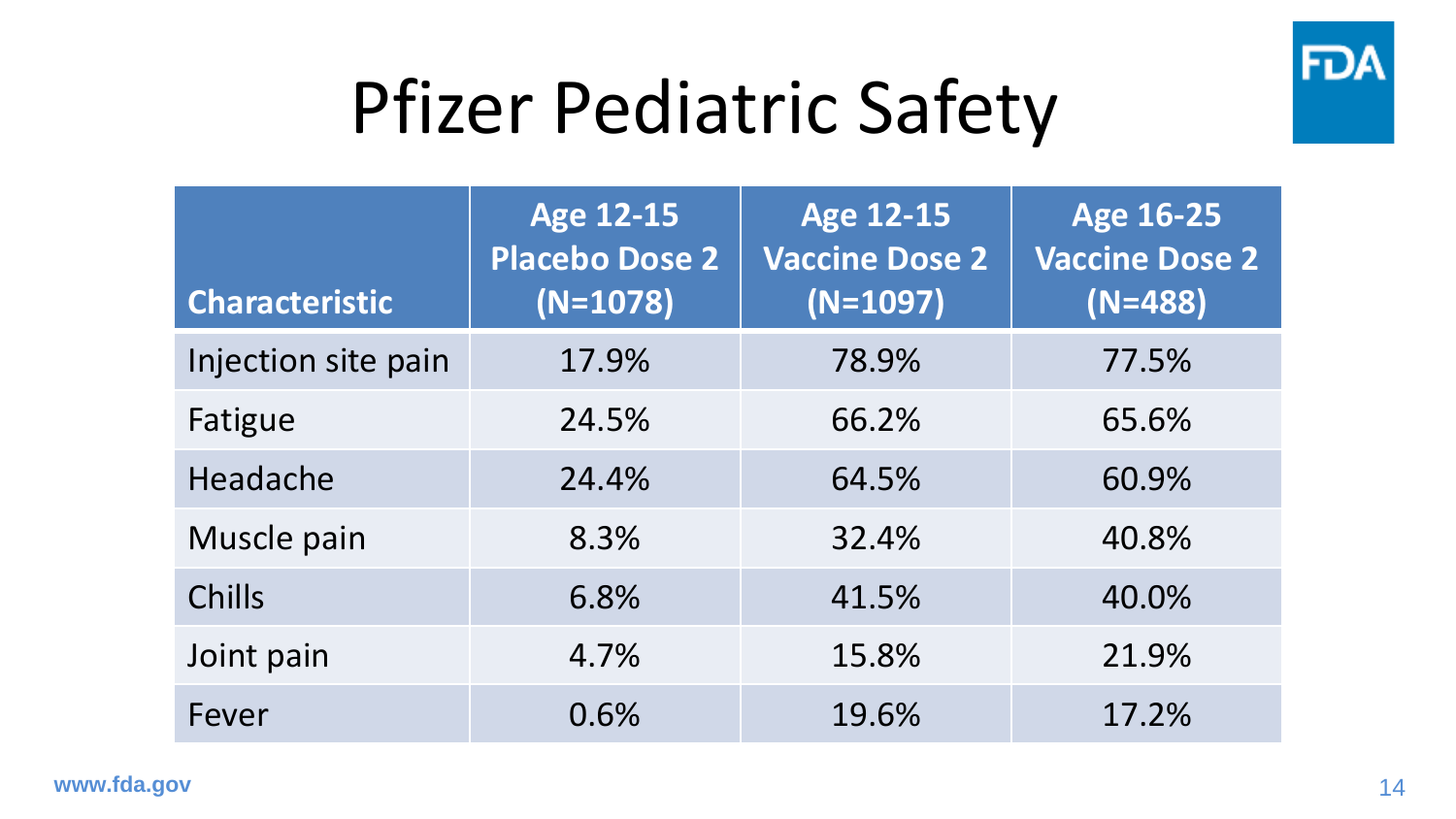# Pfizer Pediatric Safety

| Characteristic | Age 12-15 Placebo Dose 2 (N=1078) | Age 12-15 Vaccine Dose 2 (N=1097) | Age 16-25 Vaccine Dose 2 (N=488) |
|---|---|---|---|
| Injection site pain | 17.9% | 78.9% | 77.5% |
| Fatigue | 24.5% | 66.2% | 65.6% |
| Headache | 24.4% | 64.5% | 60.9% |
| Muscle pain | 8.3% | 32.4% | 40.8% |
| Chills | 6.8% | 41.5% | 40.0% |
| Joint pain | 4.7% | 15.8% | 21.9% |
| Fever | 0.6% | 19.6% | 17.2% |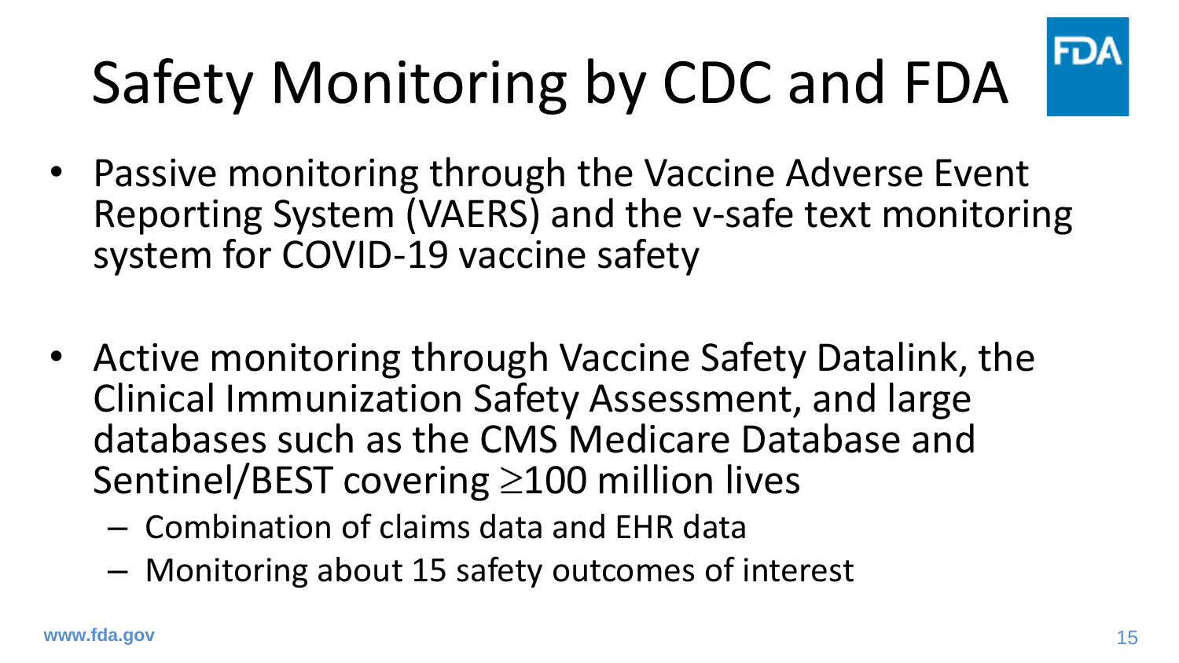# Safety Monitoring by CDC and FDA

- Passive monitoring through the Vaccine Adverse Event Reporting System (VAERS) and the v-safe text monitoring system for COVID-19 vaccine safety
- Active monitoring through Vaccine Safety Datalink, the Clinical Immunization Safety Assessment, and large databases such as the CMS Medicare Database and Sentinel/BEST covering $\geq$100 million lives
  - Combination of claims data and EHR data
  - Monitoring about 15 safety outcomes of interest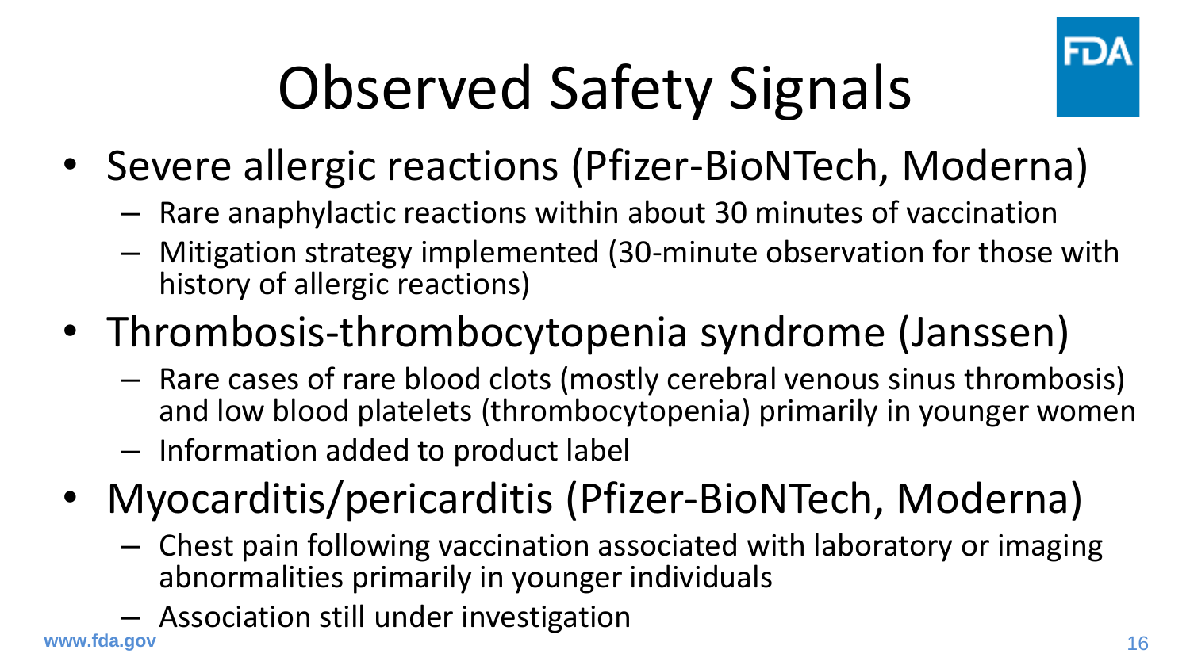# Observed Safety Signals

- Severe allergic reactions (Pfizer-BioNTech, Moderna)
  - Rare anaphylactic reactions within about 30 minutes of vaccination
  - Mitigation strategy implemented (30-minute observation for those with history of allergic reactions)
- Thrombosis-thrombocytopenia syndrome (Janssen)
  - Rare cases of rare blood clots (mostly cerebral venous sinus thrombosis) and low blood platelets (thrombocytopenia) primarily in younger women
  - Information added to product label
- Myocarditis/pericarditis (Pfizer-BioNTech, Moderna)
  - Chest pain following vaccination associated with laboratory or imaging abnormalities primarily in younger individuals
  - Association still under investigation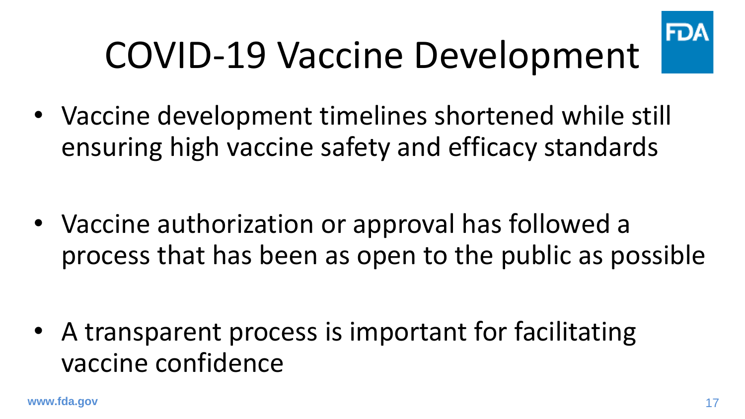# COVID-19 Vaccine Development

- Vaccine development timelines shortened while still ensuring high vaccine safety and efficacy standards
- Vaccine authorization or approval has followed a process that has been as open to the public as possible
- A transparent process is important for facilitating vaccine confidence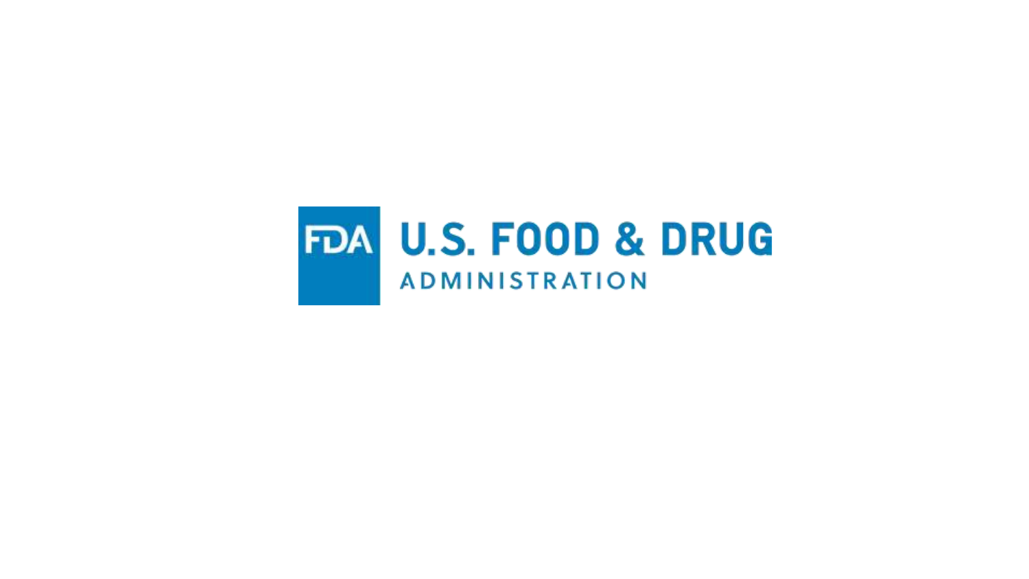FDA U.S. FOOD & DRUG ADMINISTRATION